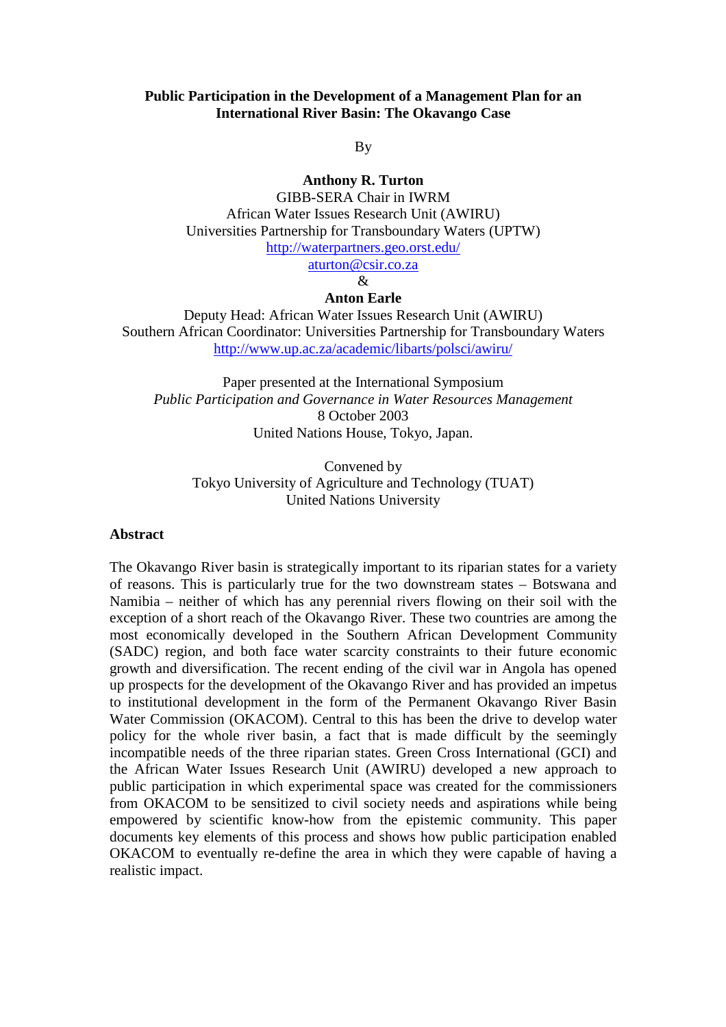# Public Participation in the Development of a Management Plan for an International River Basin: The Okavango Case

By

**Anthony R. Turton**
GIBB-SERA Chair in IWRM
African Water Issues Research Unit (AWIRU)
Universities Partnership for Transboundary Waters (UPTW)
http://waterpartners.geo.orst.edu/
aturton@csir.co.za
&
**Anton Earle**
Deputy Head: African Water Issues Research Unit (AWIRU)
Southern African Coordinator: Universities Partnership for Transboundary Waters
http://www.up.ac.za/academic/libarts/polsci/awiru/

Paper presented at the International Symposium
*Public Participation and Governance in Water Resources Management*
8 October 2003
United Nations House, Tokyo, Japan.

Convened by
Tokyo University of Agriculture and Technology (TUAT)
United Nations University

## Abstract

The Okavango River basin is strategically important to its riparian states for a variety of reasons. This is particularly true for the two downstream states – Botswana and Namibia – neither of which has any perennial rivers flowing on their soil with the exception of a short reach of the Okavango River. These two countries are among the most economically developed in the Southern African Development Community (SADC) region, and both face water scarcity constraints to their future economic growth and diversification. The recent ending of the civil war in Angola has opened up prospects for the development of the Okavango River and has provided an impetus to institutional development in the form of the Permanent Okavango River Basin Water Commission (OKACOM). Central to this has been the drive to develop water policy for the whole river basin, a fact that is made difficult by the seemingly incompatible needs of the three riparian states. Green Cross International (GCI) and the African Water Issues Research Unit (AWIRU) developed a new approach to public participation in which experimental space was created for the commissioners from OKACOM to be sensitized to civil society needs and aspirations while being empowered by scientific know-how from the epistemic community. This paper documents key elements of this process and shows how public participation enabled OKACOM to eventually re-define the area in which they were capable of having a realistic impact.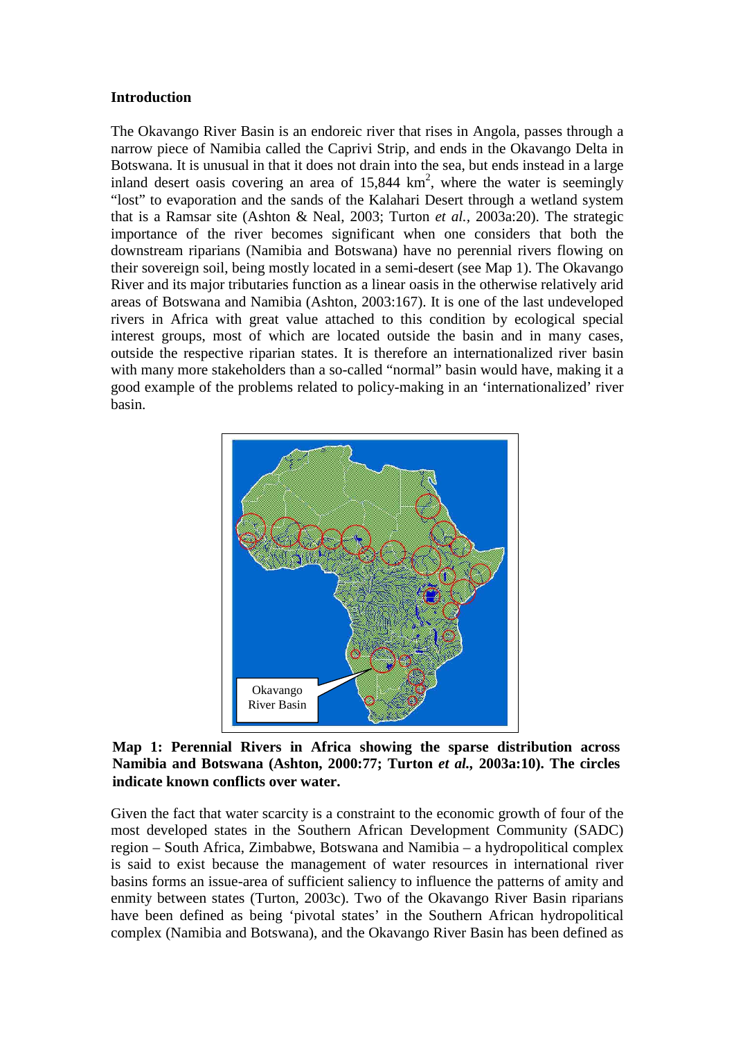**Introduction**

The Okavango River Basin is an endoreic river that rises in Angola, passes through a narrow piece of Namibia called the Caprivi Strip, and ends in the Okavango Delta in Botswana. It is unusual in that it does not drain into the sea, but ends instead in a large inland desert oasis covering an area of 15,844 km$^2$, where the water is seemingly "lost" to evaporation and the sands of the Kalahari Desert through a wetland system that is a Ramsar site (Ashton & Neal, 2003; Turton *et al.*, 2003a:20). The strategic importance of the river becomes significant when one considers that both the downstream riparians (Namibia and Botswana) have no perennial rivers flowing on their sovereign soil, being mostly located in a semi-desert (see Map 1). The Okavango River and its major tributaries function as a linear oasis in the otherwise relatively arid areas of Botswana and Namibia (Ashton, 2003:167). It is one of the last undeveloped rivers in Africa with great value attached to this condition by ecological special interest groups, most of which are located outside the basin and in many cases, outside the respective riparian states. It is therefore an internationalized river basin with many more stakeholders than a so-called "normal" basin would have, making it a good example of the problems related to policy-making in an 'internationalized' river basin.

Okavango River Basin

**Map 1: Perennial Rivers in Africa showing the sparse distribution across Namibia and Botswana (Ashton, 2000:77; Turton *et al.*, 2003a:10). The circles indicate known conflicts over water.**

Given the fact that water scarcity is a constraint to the economic growth of four of the most developed states in the Southern African Development Community (SADC) region – South Africa, Zimbabwe, Botswana and Namibia – a hydropolitical complex is said to exist because the management of water resources in international river basins forms an issue-area of sufficient saliency to influence the patterns of amity and enmity between states (Turton, 2003c). Two of the Okavango River Basin riparians have been defined as being 'pivotal states' in the Southern African hydropolitical complex (Namibia and Botswana), and the Okavango River Basin has been defined as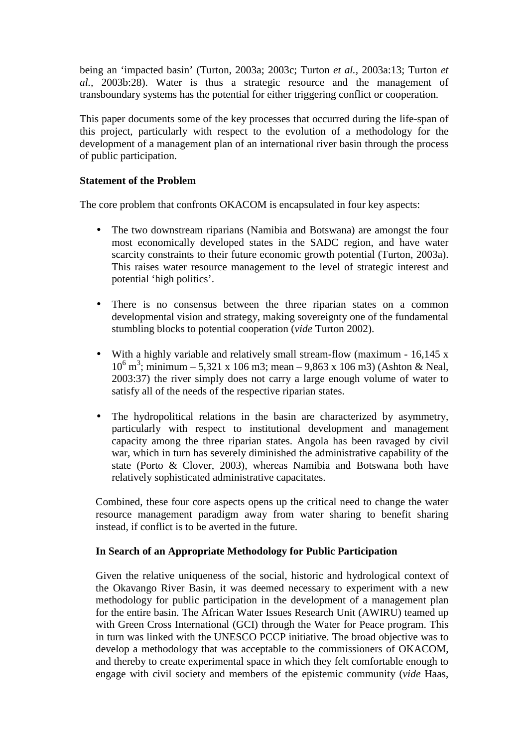being an 'impacted basin' (Turton, 2003a; 2003c; Turton *et al.*, 2003a:13; Turton *et al.*, 2003b:28). Water is thus a strategic resource and the management of transboundary systems has the potential for either triggering conflict or cooperation.

This paper documents some of the key processes that occurred during the life-span of this project, particularly with respect to the evolution of a methodology for the development of a management plan of an international river basin through the process of public participation.

**Statement of the Problem**

The core problem that confronts OKACOM is encapsulated in four key aspects:

- The two downstream riparians (Namibia and Botswana) are amongst the four most economically developed states in the SADC region, and have water scarcity constraints to their future economic growth potential (Turton, 2003a). This raises water resource management to the level of strategic interest and potential 'high politics'.

- There is no consensus between the three riparian states on a common developmental vision and strategy, making sovereignty one of the fundamental stumbling blocks to potential cooperation (*vide* Turton 2002).

- With a highly variable and relatively small stream-flow (maximum - 16,145 x $10^6$ $m^3$; minimum – 5,321 x 106 m3; mean – 9,863 x 106 m3) (Ashton & Neal, 2003:37) the river simply does not carry a large enough volume of water to satisfy all of the needs of the respective riparian states.

- The hydropolitical relations in the basin are characterized by asymmetry, particularly with respect to institutional development and management capacity among the three riparian states. Angola has been ravaged by civil war, which in turn has severely diminished the administrative capability of the state (Porto & Clover, 2003), whereas Namibia and Botswana both have relatively sophisticated administrative capacitates.

Combined, these four core aspects opens up the critical need to change the water resource management paradigm away from water sharing to benefit sharing instead, if conflict is to be averted in the future.

**In Search of an Appropriate Methodology for Public Participation**

Given the relative uniqueness of the social, historic and hydrological context of the Okavango River Basin, it was deemed necessary to experiment with a new methodology for public participation in the development of a management plan for the entire basin. The African Water Issues Research Unit (AWIRU) teamed up with Green Cross International (GCI) through the Water for Peace program. This in turn was linked with the UNESCO PCCP initiative. The broad objective was to develop a methodology that was acceptable to the commissioners of OKACOM, and thereby to create experimental space in which they felt comfortable enough to engage with civil society and members of the epistemic community (*vide* Haas,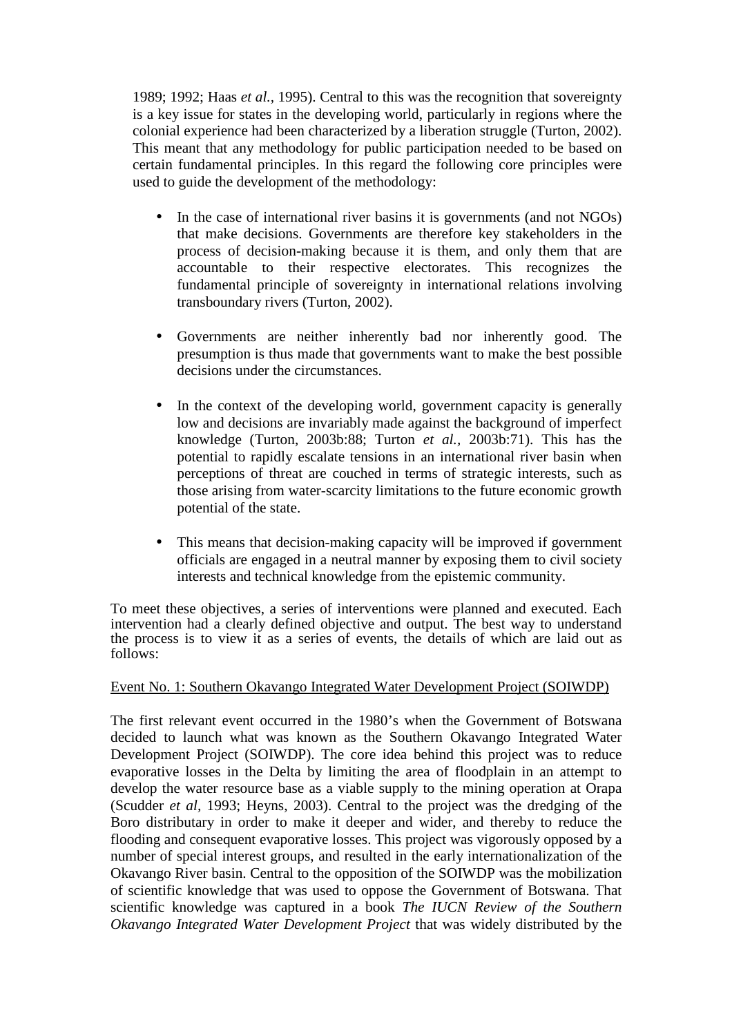1989; 1992; Haas *et al.,* 1995). Central to this was the recognition that sovereignty is a key issue for states in the developing world, particularly in regions where the colonial experience had been characterized by a liberation struggle (Turton, 2002). This meant that any methodology for public participation needed to be based on certain fundamental principles. In this regard the following core principles were used to guide the development of the methodology:

- In the case of international river basins it is governments (and not NGOs) that make decisions. Governments are therefore key stakeholders in the process of decision-making because it is them, and only them that are accountable to their respective electorates. This recognizes the fundamental principle of sovereignty in international relations involving transboundary rivers (Turton, 2002).

- Governments are neither inherently bad nor inherently good. The presumption is thus made that governments want to make the best possible decisions under the circumstances.

- In the context of the developing world, government capacity is generally low and decisions are invariably made against the background of imperfect knowledge (Turton, 2003b:88; Turton *et al.,* 2003b:71). This has the potential to rapidly escalate tensions in an international river basin when perceptions of threat are couched in terms of strategic interests, such as those arising from water-scarcity limitations to the future economic growth potential of the state.

- This means that decision-making capacity will be improved if government officials are engaged in a neutral manner by exposing them to civil society interests and technical knowledge from the epistemic community.

To meet these objectives, a series of interventions were planned and executed. Each intervention had a clearly defined objective and output. The best way to understand the process is to view it as a series of events, the details of which are laid out as follows:

Event No. 1: Southern Okavango Integrated Water Development Project (SOIWDP)

The first relevant event occurred in the 1980's when the Government of Botswana decided to launch what was known as the Southern Okavango Integrated Water Development Project (SOIWDP). The core idea behind this project was to reduce evaporative losses in the Delta by limiting the area of floodplain in an attempt to develop the water resource base as a viable supply to the mining operation at Orapa (Scudder *et al,* 1993; Heyns, 2003). Central to the project was the dredging of the Boro distributary in order to make it deeper and wider, and thereby to reduce the flooding and consequent evaporative losses. This project was vigorously opposed by a number of special interest groups, and resulted in the early internationalization of the Okavango River basin. Central to the opposition of the SOIWDP was the mobilization of scientific knowledge that was used to oppose the Government of Botswana. That scientific knowledge was captured in a book *The IUCN Review of the Southern Okavango Integrated Water Development Project* that was widely distributed by the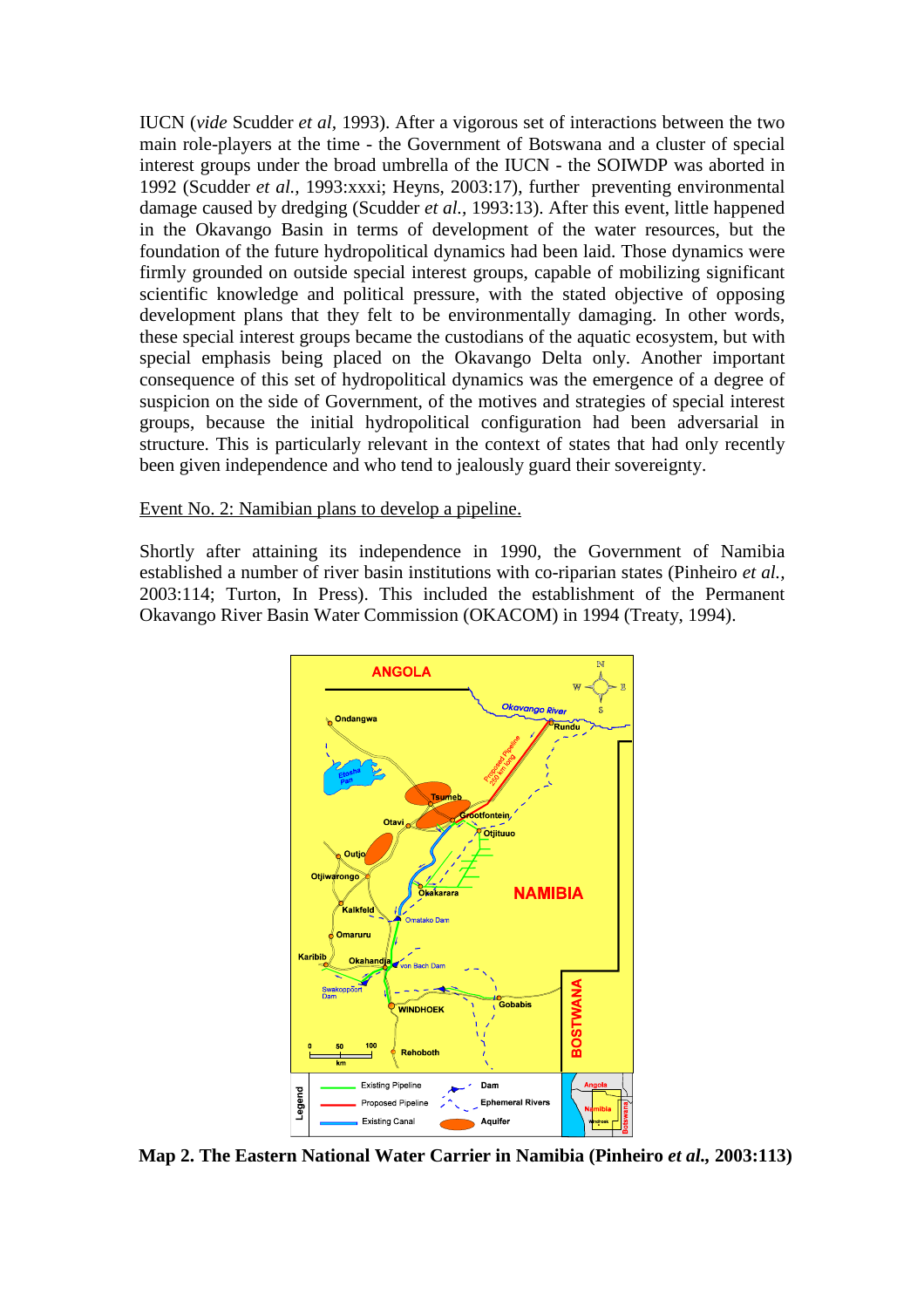IUCN (*vide* Scudder *et al*, 1993). After a vigorous set of interactions between the two main role-players at the time - the Government of Botswana and a cluster of special interest groups under the broad umbrella of the IUCN - the SOIWDP was aborted in 1992 (Scudder *et al.*, 1993:xxxi; Heyns, 2003:17), further preventing environmental damage caused by dredging (Scudder *et al.*, 1993:13). After this event, little happened in the Okavango Basin in terms of development of the water resources, but the foundation of the future hydropolitical dynamics had been laid. Those dynamics were firmly grounded on outside special interest groups, capable of mobilizing significant scientific knowledge and political pressure, with the stated objective of opposing development plans that they felt to be environmentally damaging. In other words, these special interest groups became the custodians of the aquatic ecosystem, but with special emphasis being placed on the Okavango Delta only. Another important consequence of this set of hydropolitical dynamics was the emergence of a degree of suspicion on the side of Government, of the motives and strategies of special interest groups, because the initial hydropolitical configuration had been adversarial in structure. This is particularly relevant in the context of states that had only recently been given independence and who tend to jealously guard their sovereignty.

<u>Event No. 2: Namibian plans to develop a pipeline.</u>

Shortly after attaining its independence in 1990, the Government of Namibia established a number of river basin institutions with co-riparian states (Pinheiro *et al.*, 2003:114; Turton, In Press). This included the establishment of the Permanent Okavango River Basin Water Commission (OKACOM) in 1994 (Treaty, 1994).

ANGOLA
Okavango River
Rundu
Ondangwa
Etosha Pan
Proposed Pipeline 250 km long
Tsumeb
Otavi
Grootfontein
Otjituuo
Outjo
Otjiwarongo
Okakarara
NAMIBIA
Kalkfeld
Omatako Dam
Omaruru
Karibib
Okahandja
von Bach Dam
Swakoppoort Dam
WINDHOEK
Gobabis
BOSTWANA
0 50 100 km
Rehoboth
Legend
Existing Pipeline
Proposed Pipeline
Existing Canal
Dam
Ephemeral Rivers
Aquifer
Angola
Namibia
Windhoek
Botswana

**Map 2. The Eastern National Water Carrier in Namibia (Pinheiro *et al.*, 2003:113)**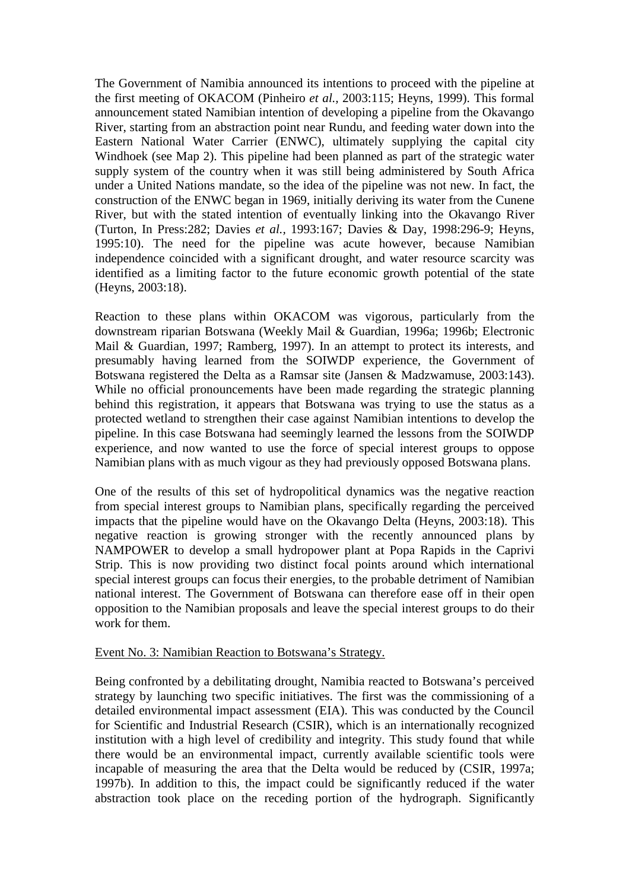The Government of Namibia announced its intentions to proceed with the pipeline at the first meeting of OKACOM (Pinheiro *et al.*, 2003:115; Heyns, 1999). This formal announcement stated Namibian intention of developing a pipeline from the Okavango River, starting from an abstraction point near Rundu, and feeding water down into the Eastern National Water Carrier (ENWC), ultimately supplying the capital city Windhoek (see Map 2). This pipeline had been planned as part of the strategic water supply system of the country when it was still being administered by South Africa under a United Nations mandate, so the idea of the pipeline was not new. In fact, the construction of the ENWC began in 1969, initially deriving its water from the Cunene River, but with the stated intention of eventually linking into the Okavango River (Turton, In Press:282; Davies *et al.*, 1993:167; Davies & Day, 1998:296-9; Heyns, 1995:10). The need for the pipeline was acute however, because Namibian independence coincided with a significant drought, and water resource scarcity was identified as a limiting factor to the future economic growth potential of the state (Heyns, 2003:18).

Reaction to these plans within OKACOM was vigorous, particularly from the downstream riparian Botswana (Weekly Mail & Guardian, 1996a; 1996b; Electronic Mail & Guardian, 1997; Ramberg, 1997). In an attempt to protect its interests, and presumably having learned from the SOIWDP experience, the Government of Botswana registered the Delta as a Ramsar site (Jansen & Madzwamuse, 2003:143). While no official pronouncements have been made regarding the strategic planning behind this registration, it appears that Botswana was trying to use the status as a protected wetland to strengthen their case against Namibian intentions to develop the pipeline. In this case Botswana had seemingly learned the lessons from the SOIWDP experience, and now wanted to use the force of special interest groups to oppose Namibian plans with as much vigour as they had previously opposed Botswana plans.

One of the results of this set of hydropolitical dynamics was the negative reaction from special interest groups to Namibian plans, specifically regarding the perceived impacts that the pipeline would have on the Okavango Delta (Heyns, 2003:18). This negative reaction is growing stronger with the recently announced plans by NAMPOWER to develop a small hydropower plant at Popa Rapids in the Caprivi Strip. This is now providing two distinct focal points around which international special interest groups can focus their energies, to the probable detriment of Namibian national interest. The Government of Botswana can therefore ease off in their open opposition to the Namibian proposals and leave the special interest groups to do their work for them.

Event No. 3: Namibian Reaction to Botswana's Strategy.

Being confronted by a debilitating drought, Namibia reacted to Botswana's perceived strategy by launching two specific initiatives. The first was the commissioning of a detailed environmental impact assessment (EIA). This was conducted by the Council for Scientific and Industrial Research (CSIR), which is an internationally recognized institution with a high level of credibility and integrity. This study found that while there would be an environmental impact, currently available scientific tools were incapable of measuring the area that the Delta would be reduced by (CSIR, 1997a; 1997b). In addition to this, the impact could be significantly reduced if the water abstraction took place on the receding portion of the hydrograph. Significantly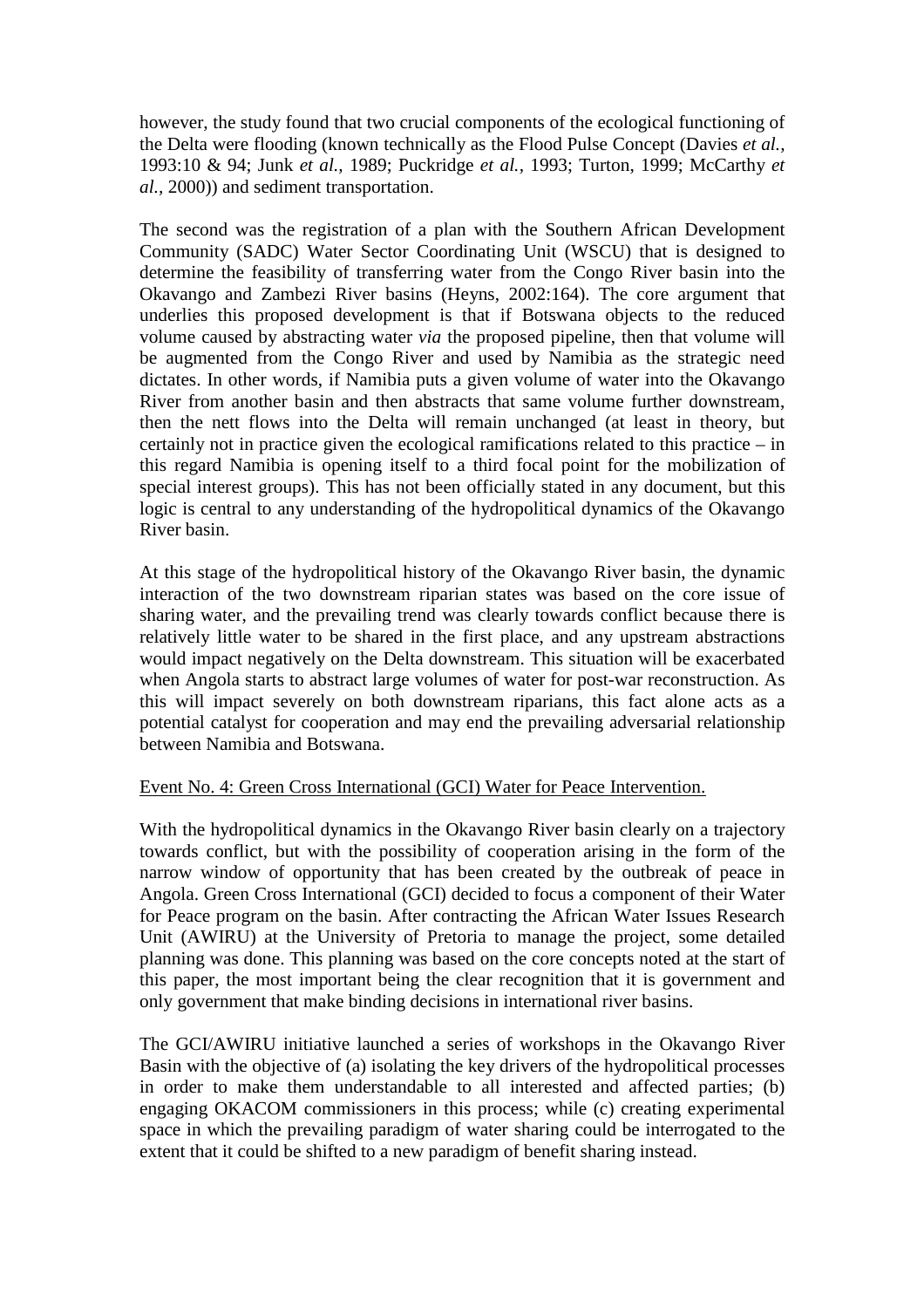however, the study found that two crucial components of the ecological functioning of the Delta were flooding (known technically as the Flood Pulse Concept (Davies *et al.,* 1993:10 & 94; Junk *et al.,* 1989; Puckridge *et al.,* 1993; Turton, 1999; McCarthy *et al.,* 2000)) and sediment transportation.

The second was the registration of a plan with the Southern African Development Community (SADC) Water Sector Coordinating Unit (WSCU) that is designed to determine the feasibility of transferring water from the Congo River basin into the Okavango and Zambezi River basins (Heyns, 2002:164). The core argument that underlies this proposed development is that if Botswana objects to the reduced volume caused by abstracting water *via* the proposed pipeline, then that volume will be augmented from the Congo River and used by Namibia as the strategic need dictates. In other words, if Namibia puts a given volume of water into the Okavango River from another basin and then abstracts that same volume further downstream, then the nett flows into the Delta will remain unchanged (at least in theory, but certainly not in practice given the ecological ramifications related to this practice – in this regard Namibia is opening itself to a third focal point for the mobilization of special interest groups). This has not been officially stated in any document, but this logic is central to any understanding of the hydropolitical dynamics of the Okavango River basin.

At this stage of the hydropolitical history of the Okavango River basin, the dynamic interaction of the two downstream riparian states was based on the core issue of sharing water, and the prevailing trend was clearly towards conflict because there is relatively little water to be shared in the first place, and any upstream abstractions would impact negatively on the Delta downstream. This situation will be exacerbated when Angola starts to abstract large volumes of water for post-war reconstruction. As this will impact severely on both downstream riparians, this fact alone acts as a potential catalyst for cooperation and may end the prevailing adversarial relationship between Namibia and Botswana.

Event No. 4: Green Cross International (GCI) Water for Peace Intervention.

With the hydropolitical dynamics in the Okavango River basin clearly on a trajectory towards conflict, but with the possibility of cooperation arising in the form of the narrow window of opportunity that has been created by the outbreak of peace in Angola. Green Cross International (GCI) decided to focus a component of their Water for Peace program on the basin. After contracting the African Water Issues Research Unit (AWIRU) at the University of Pretoria to manage the project, some detailed planning was done. This planning was based on the core concepts noted at the start of this paper, the most important being the clear recognition that it is government and only government that make binding decisions in international river basins.

The GCI/AWIRU initiative launched a series of workshops in the Okavango River Basin with the objective of (a) isolating the key drivers of the hydropolitical processes in order to make them understandable to all interested and affected parties; (b) engaging OKACOM commissioners in this process; while (c) creating experimental space in which the prevailing paradigm of water sharing could be interrogated to the extent that it could be shifted to a new paradigm of benefit sharing instead.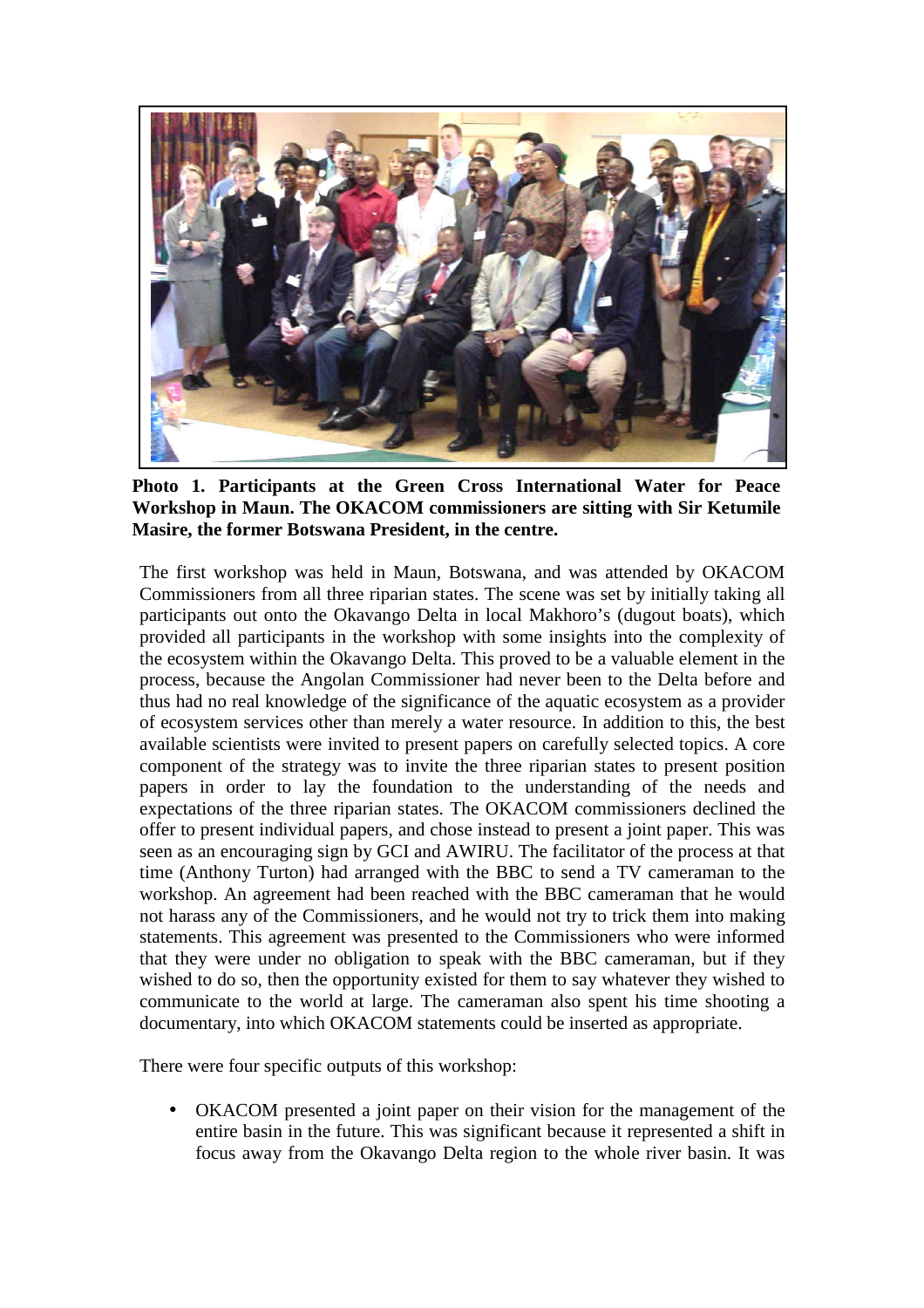**Photo 1. Participants at the Green Cross International Water for Peace Workshop in Maun. The OKACOM commissioners are sitting with Sir Ketumile Masire, the former Botswana President, in the centre.**

The first workshop was held in Maun, Botswana, and was attended by OKACOM Commissioners from all three riparian states. The scene was set by initially taking all participants out onto the Okavango Delta in local Makhoro's (dugout boats), which provided all participants in the workshop with some insights into the complexity of the ecosystem within the Okavango Delta. This proved to be a valuable element in the process, because the Angolan Commissioner had never been to the Delta before and thus had no real knowledge of the significance of the aquatic ecosystem as a provider of ecosystem services other than merely a water resource. In addition to this, the best available scientists were invited to present papers on carefully selected topics. A core component of the strategy was to invite the three riparian states to present position papers in order to lay the foundation to the understanding of the needs and expectations of the three riparian states. The OKACOM commissioners declined the offer to present individual papers, and chose instead to present a joint paper. This was seen as an encouraging sign by GCI and AWIRU. The facilitator of the process at that time (Anthony Turton) had arranged with the BBC to send a TV cameraman to the workshop. An agreement had been reached with the BBC cameraman that he would not harass any of the Commissioners, and he would not try to trick them into making statements. This agreement was presented to the Commissioners who were informed that they were under no obligation to speak with the BBC cameraman, but if they wished to do so, then the opportunity existed for them to say whatever they wished to communicate to the world at large. The cameraman also spent his time shooting a documentary, into which OKACOM statements could be inserted as appropriate.

There were four specific outputs of this workshop:

- OKACOM presented a joint paper on their vision for the management of the entire basin in the future. This was significant because it represented a shift in focus away from the Okavango Delta region to the whole river basin. It was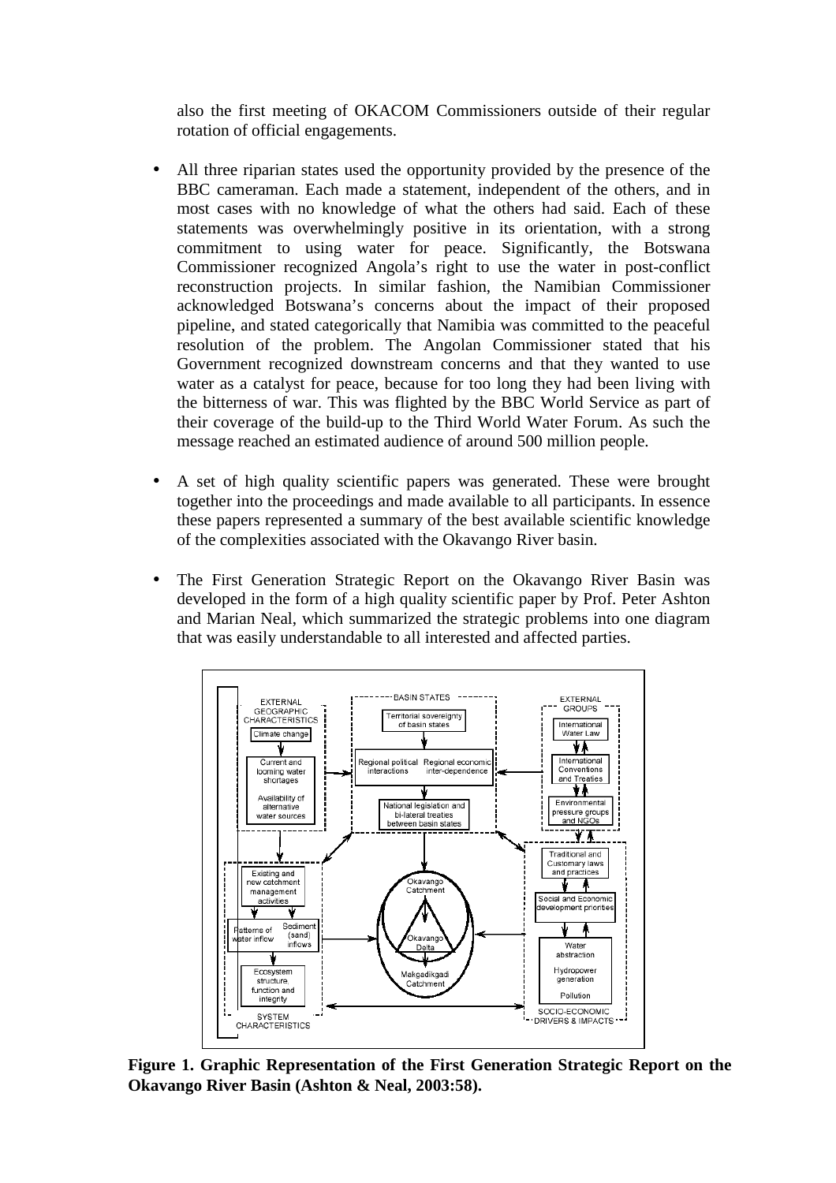also the first meeting of OKACOM Commissioners outside of their regular rotation of official engagements.

- All three riparian states used the opportunity provided by the presence of the BBC cameraman. Each made a statement, independent of the others, and in most cases with no knowledge of what the others had said. Each of these statements was overwhelmingly positive in its orientation, with a strong commitment to using water for peace. Significantly, the Botswana Commissioner recognized Angola's right to use the water in post-conflict reconstruction projects. In similar fashion, the Namibian Commissioner acknowledged Botswana's concerns about the impact of their proposed pipeline, and stated categorically that Namibia was committed to the peaceful resolution of the problem. The Angolan Commissioner stated that his Government recognized downstream concerns and that they wanted to use water as a catalyst for peace, because for too long they had been living with the bitterness of war. This was flighted by the BBC World Service as part of their coverage of the build-up to the Third World Water Forum. As such the message reached an estimated audience of around 500 million people.

- A set of high quality scientific papers was generated. These were brought together into the proceedings and made available to all participants. In essence these papers represented a summary of the best available scientific knowledge of the complexities associated with the Okavango River basin.

- The First Generation Strategic Report on the Okavango River Basin was developed in the form of a high quality scientific paper by Prof. Peter Ashton and Marian Neal, which summarized the strategic problems into one diagram that was easily understandable to all interested and affected parties.

EXTERNAL GEOGRAPHIC CHARACTERISTICS
Climate change
Current and looming water shortages
Availability of alternative water sources

BASIN STATES
Territorial sovereignty of basin states
Regional political interactions
Regional economic inter-dependence
National legislation and bi-lateral treaties between basin states

EXTERNAL GROUPS
International Water Law
International Conventions and Treaties
Environmental pressure groups and NGOs

Existing and new catchment management activities
Patterns of water inflow
Sediment (sand) inflows
Ecosystem structure, function and integrity
SYSTEM CHARACTERISTICS

Okavango Catchment
Okavango Delta
Makgadikgadi Catchment

Traditional and Customary laws and practices
Social and Economic development priorities
Water abstraction
Hydropower generation
Pollution
SOCIO-ECONOMIC DRIVERS & IMPACTS

**Figure 1. Graphic Representation of the First Generation Strategic Report on the Okavango River Basin (Ashton & Neal, 2003:58).**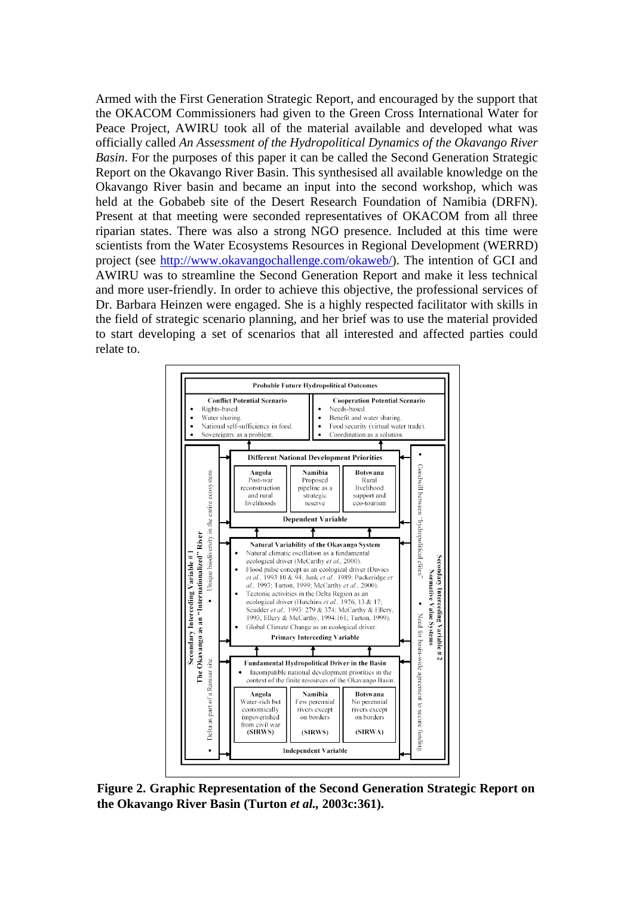Armed with the First Generation Strategic Report, and encouraged by the support that the OKACOM Commissioners had given to the Green Cross International Water for Peace Project, AWIRU took all of the material available and developed what was officially called *An Assessment of the Hydropolitical Dynamics of the Okavango River Basin*. For the purposes of this paper it can be called the Second Generation Strategic Report on the Okavango River Basin. This synthesised all available knowledge on the Okavango River basin and became an input into the second workshop, which was held at the Gobabeb site of the Desert Research Foundation of Namibia (DRFN). Present at that meeting were seconded representatives of OKACOM from all three riparian states. There was also a strong NGO presence. Included at this time were scientists from the Water Ecosystems Resources in Regional Development (WERRD) project (see http://www.okavangochallenge.com/okaweb/). The intention of GCI and AWIRU was to streamline the Second Generation Report and make it less technical and more user-friendly. In order to achieve this objective, the professional services of Dr. Barbara Heinzen were engaged. She is a highly respected facilitator with skills in the field of strategic scenario planning, and her brief was to use the material provided to start developing a set of scenarios that all interested and affected parties could relate to.

Probable Future Hydropolitical Outcomes

Conflict Potential Scenario
- Rights-based.
- Water sharing.
- National self-sufficiency in food.
- Sovereignty as a problem.

Cooperation Potential Scenario
- Needs-based.
- Benefit and water sharing.
- Food security (virtual water trade).
- Coordination as a solution.

Different National Development Priorities

Angola: Post-war reconstruction and rural livelihoods
Namibia: Proposed pipeline as a strategic reserve
Botswana: Rural livelihood support and eco-tourism

Dependent Variable

Natural Variability of the Okavango System
- Natural climatic oscillation as a fundamental ecological driver (McCarthy *et al.*, 2000).
- Flood pulse concept as an ecological driver (Davies *et al.*, 1993:10 & 94; Junk *et al.*, 1989; Puckeridge *et al.*, 1993; Turton, 1999; McCarthy *et al.*, 2000).
- Tectonic activities in the Delta Region as an ecological driver (Hutchins *et al.*, 1976, 13 & 17; Scudder *et al.*, 1993: 279 & 374; McCarthy & Ellery, 1993; Ellery & McCarthy, 1994:161; Turton, 1999).
- Global Climate Change as an ecological driver.

Primary Interceding Variable

Fundamental Hydropolitical Driver in the Basin
- Incompatible national development priorities in the context of the finite resources of the Okavango Basin.

Angola: Water-rich but economically impoverished from civil war (SIRWS)
Namibia: Few perennial rivers except on borders (SIRWS)
Botswana: No perennial rivers except on borders (SIRWA)

Independent Variable

Secondary Interceding Variable # 1
The Okavango as an "Internationalized" River
- Unique biodiversity in the entire ecosystem.
- Delta as part of a Ramsar site.

Secondary Interceding Variable # 2
Normative Value Systems
- Goodwill between "hydropolitical elites".
- Need for basin-wide agreement to secure funding.

**Figure 2. Graphic Representation of the Second Generation Strategic Report on the Okavango River Basin (Turton *et al.*, 2003c:361).**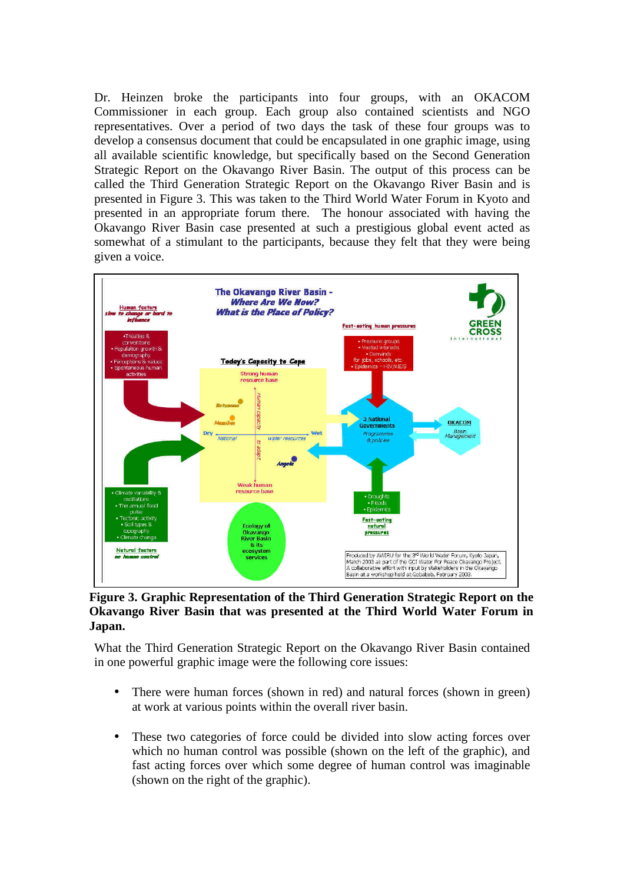Dr. Heinzen broke the participants into four groups, with an OKACOM Commissioner in each group. Each group also contained scientists and NGO representatives. Over a period of two days the task of these four groups was to develop a consensus document that could be encapsulated in one graphic image, using all available scientific knowledge, but specifically based on the Second Generation Strategic Report on the Okavango River Basin. The output of this process can be called the Third Generation Strategic Report on the Okavango River Basin and is presented in Figure 3. This was taken to the Third World Water Forum in Kyoto and presented in an appropriate forum there. The honour associated with having the Okavango River Basin case presented at such a prestigious global event acted as somewhat of a stimulant to the participants, because they felt that they were being given a voice.

The Okavango River Basin -
Where Are We Now?
What is the Place of Policy?

GREEN CROSS International

Human factors
slow to change or hard to influence

• Treaties & conventions
• Population growth & demography
• Perceptions & values
• Spontaneous human activities

Fast-acting human pressures

• Pressure groups
• Vested interests
• Demands for jobs, schools, etc.
• Epidemics – HIV/AIDS

Today's Capacity to Cope

Strong human resource base

Botswana

Namibia

Dry

National

water resources

Wet

Human capacity to adapt

Angola

Weak human resource base

3 National Governments
Programmes & policies

OKACOM
Basin Management

• Climate variability & oscillations
• The annual flood pulse
• Tectonic activity
• Soil types & topography
• Climate change

Natural factors
no human control

Ecology of Okavango River Basin & its ecosystem services

• Droughts
• Floods
• Epidemics

Fast-acting natural pressures

Produced by AWIRU for the 3rd World Water Forum, Kyoto Japan, March 2003 as part of the GCI Water For Peace Okavango Project. A collaborative effort with input by stakeholders in the Okavango Basin at a workshop held at Gobabeb, February 2003.

**Figure 3. Graphic Representation of the Third Generation Strategic Report on the Okavango River Basin that was presented at the Third World Water Forum in Japan.**

What the Third Generation Strategic Report on the Okavango River Basin contained in one powerful graphic image were the following core issues:

- There were human forces (shown in red) and natural forces (shown in green) at work at various points within the overall river basin.

- These two categories of force could be divided into slow acting forces over which no human control was possible (shown on the left of the graphic), and fast acting forces over which some degree of human control was imaginable (shown on the right of the graphic).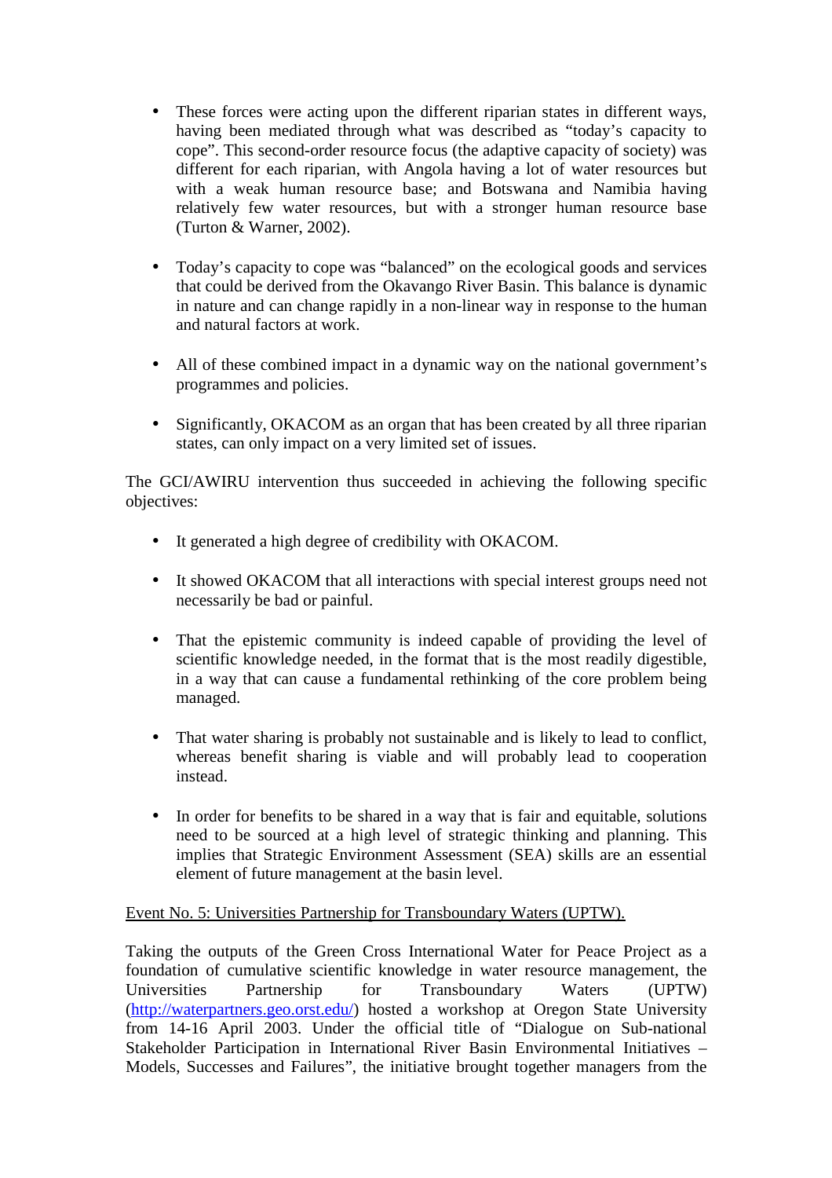- These forces were acting upon the different riparian states in different ways, having been mediated through what was described as "today's capacity to cope". This second-order resource focus (the adaptive capacity of society) was different for each riparian, with Angola having a lot of water resources but with a weak human resource base; and Botswana and Namibia having relatively few water resources, but with a stronger human resource base (Turton & Warner, 2002).

- Today's capacity to cope was "balanced" on the ecological goods and services that could be derived from the Okavango River Basin. This balance is dynamic in nature and can change rapidly in a non-linear way in response to the human and natural factors at work.

- All of these combined impact in a dynamic way on the national government's programmes and policies.

- Significantly, OKACOM as an organ that has been created by all three riparian states, can only impact on a very limited set of issues.

The GCI/AWIRU intervention thus succeeded in achieving the following specific objectives:

- It generated a high degree of credibility with OKACOM.

- It showed OKACOM that all interactions with special interest groups need not necessarily be bad or painful.

- That the epistemic community is indeed capable of providing the level of scientific knowledge needed, in the format that is the most readily digestible, in a way that can cause a fundamental rethinking of the core problem being managed.

- That water sharing is probably not sustainable and is likely to lead to conflict, whereas benefit sharing is viable and will probably lead to cooperation instead.

- In order for benefits to be shared in a way that is fair and equitable, solutions need to be sourced at a high level of strategic thinking and planning. This implies that Strategic Environment Assessment (SEA) skills are an essential element of future management at the basin level.

Event No. 5: Universities Partnership for Transboundary Waters (UPTW).

Taking the outputs of the Green Cross International Water for Peace Project as a foundation of cumulative scientific knowledge in water resource management, the Universities Partnership for Transboundary Waters (UPTW) (http://waterpartners.geo.orst.edu/) hosted a workshop at Oregon State University from 14-16 April 2003. Under the official title of "Dialogue on Sub-national Stakeholder Participation in International River Basin Environmental Initiatives – Models, Successes and Failures", the initiative brought together managers from the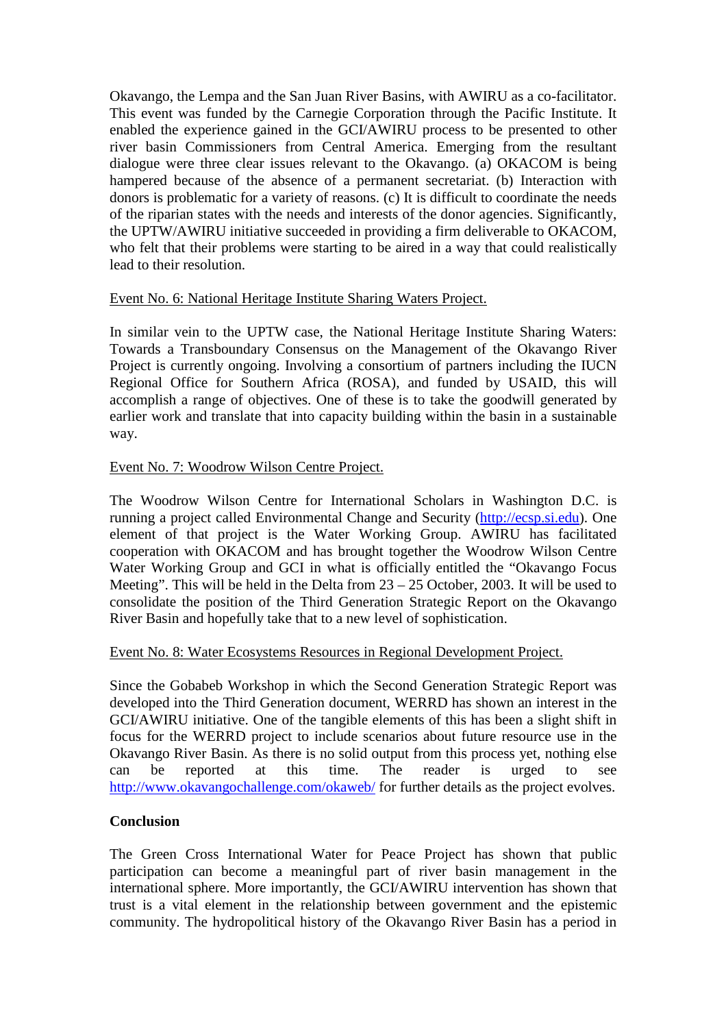Okavango, the Lempa and the San Juan River Basins, with AWIRU as a co-facilitator. This event was funded by the Carnegie Corporation through the Pacific Institute. It enabled the experience gained in the GCI/AWIRU process to be presented to other river basin Commissioners from Central America. Emerging from the resultant dialogue were three clear issues relevant to the Okavango. (a) OKACOM is being hampered because of the absence of a permanent secretariat. (b) Interaction with donors is problematic for a variety of reasons. (c) It is difficult to coordinate the needs of the riparian states with the needs and interests of the donor agencies. Significantly, the UPTW/AWIRU initiative succeeded in providing a firm deliverable to OKACOM, who felt that their problems were starting to be aired in a way that could realistically lead to their resolution.

Event No. 6: National Heritage Institute Sharing Waters Project.

In similar vein to the UPTW case, the National Heritage Institute Sharing Waters: Towards a Transboundary Consensus on the Management of the Okavango River Project is currently ongoing. Involving a consortium of partners including the IUCN Regional Office for Southern Africa (ROSA), and funded by USAID, this will accomplish a range of objectives. One of these is to take the goodwill generated by earlier work and translate that into capacity building within the basin in a sustainable way.

Event No. 7: Woodrow Wilson Centre Project.

The Woodrow Wilson Centre for International Scholars in Washington D.C. is running a project called Environmental Change and Security (http://ecsp.si.edu). One element of that project is the Water Working Group. AWIRU has facilitated cooperation with OKACOM and has brought together the Woodrow Wilson Centre Water Working Group and GCI in what is officially entitled the "Okavango Focus Meeting". This will be held in the Delta from 23 – 25 October, 2003. It will be used to consolidate the position of the Third Generation Strategic Report on the Okavango River Basin and hopefully take that to a new level of sophistication.

Event No. 8: Water Ecosystems Resources in Regional Development Project.

Since the Gobabeb Workshop in which the Second Generation Strategic Report was developed into the Third Generation document, WERRD has shown an interest in the GCI/AWIRU initiative. One of the tangible elements of this has been a slight shift in focus for the WERRD project to include scenarios about future resource use in the Okavango River Basin. As there is no solid output from this process yet, nothing else can be reported at this time. The reader is urged to see http://www.okavangochallenge.com/okaweb/ for further details as the project evolves.

**Conclusion**

The Green Cross International Water for Peace Project has shown that public participation can become a meaningful part of river basin management in the international sphere. More importantly, the GCI/AWIRU intervention has shown that trust is a vital element in the relationship between government and the epistemic community. The hydropolitical history of the Okavango River Basin has a period in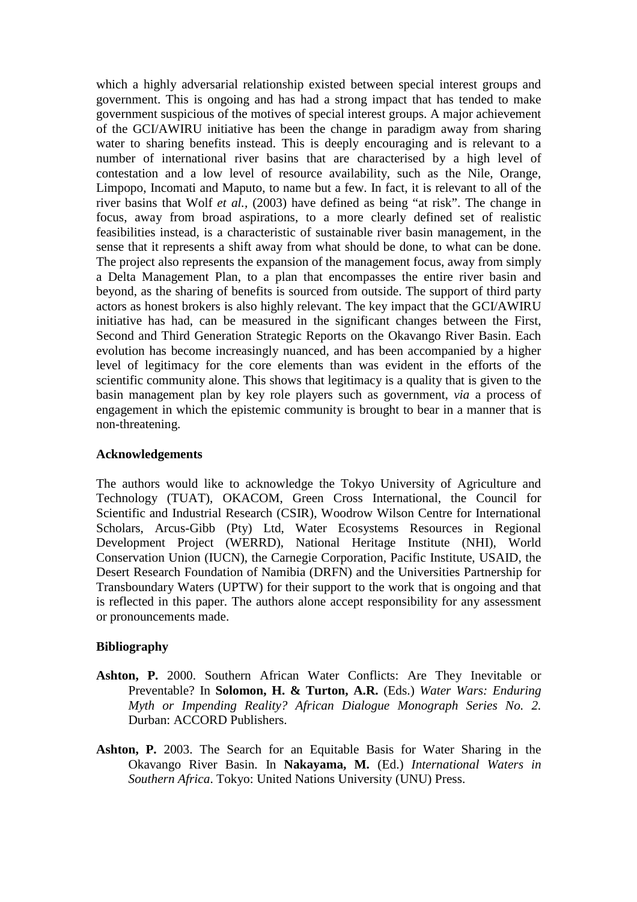which a highly adversarial relationship existed between special interest groups and government. This is ongoing and has had a strong impact that has tended to make government suspicious of the motives of special interest groups. A major achievement of the GCI/AWIRU initiative has been the change in paradigm away from sharing water to sharing benefits instead. This is deeply encouraging and is relevant to a number of international river basins that are characterised by a high level of contestation and a low level of resource availability, such as the Nile, Orange, Limpopo, Incomati and Maputo, to name but a few. In fact, it is relevant to all of the river basins that Wolf *et al.*, (2003) have defined as being "at risk". The change in focus, away from broad aspirations, to a more clearly defined set of realistic feasibilities instead, is a characteristic of sustainable river basin management, in the sense that it represents a shift away from what should be done, to what can be done. The project also represents the expansion of the management focus, away from simply a Delta Management Plan, to a plan that encompasses the entire river basin and beyond, as the sharing of benefits is sourced from outside. The support of third party actors as honest brokers is also highly relevant. The key impact that the GCI/AWIRU initiative has had, can be measured in the significant changes between the First, Second and Third Generation Strategic Reports on the Okavango River Basin. Each evolution has become increasingly nuanced, and has been accompanied by a higher level of legitimacy for the core elements than was evident in the efforts of the scientific community alone. This shows that legitimacy is a quality that is given to the basin management plan by key role players such as government, *via* a process of engagement in which the epistemic community is brought to bear in a manner that is non-threatening.

## Acknowledgements

The authors would like to acknowledge the Tokyo University of Agriculture and Technology (TUAT), OKACOM, Green Cross International, the Council for Scientific and Industrial Research (CSIR), Woodrow Wilson Centre for International Scholars, Arcus-Gibb (Pty) Ltd, Water Ecosystems Resources in Regional Development Project (WERRD), National Heritage Institute (NHI), World Conservation Union (IUCN), the Carnegie Corporation, Pacific Institute, USAID, the Desert Research Foundation of Namibia (DRFN) and the Universities Partnership for Transboundary Waters (UPTW) for their support to the work that is ongoing and that is reflected in this paper. The authors alone accept responsibility for any assessment or pronouncements made.

## Bibliography

**Ashton, P.** 2000. Southern African Water Conflicts: Are They Inevitable or Preventable? In **Solomon, H. & Turton, A.R.** (Eds.) *Water Wars: Enduring Myth or Impending Reality? African Dialogue Monograph Series No. 2.* Durban: ACCORD Publishers.

**Ashton, P.** 2003. The Search for an Equitable Basis for Water Sharing in the Okavango River Basin. In **Nakayama, M.** (Ed.) *International Waters in Southern Africa*. Tokyo: United Nations University (UNU) Press.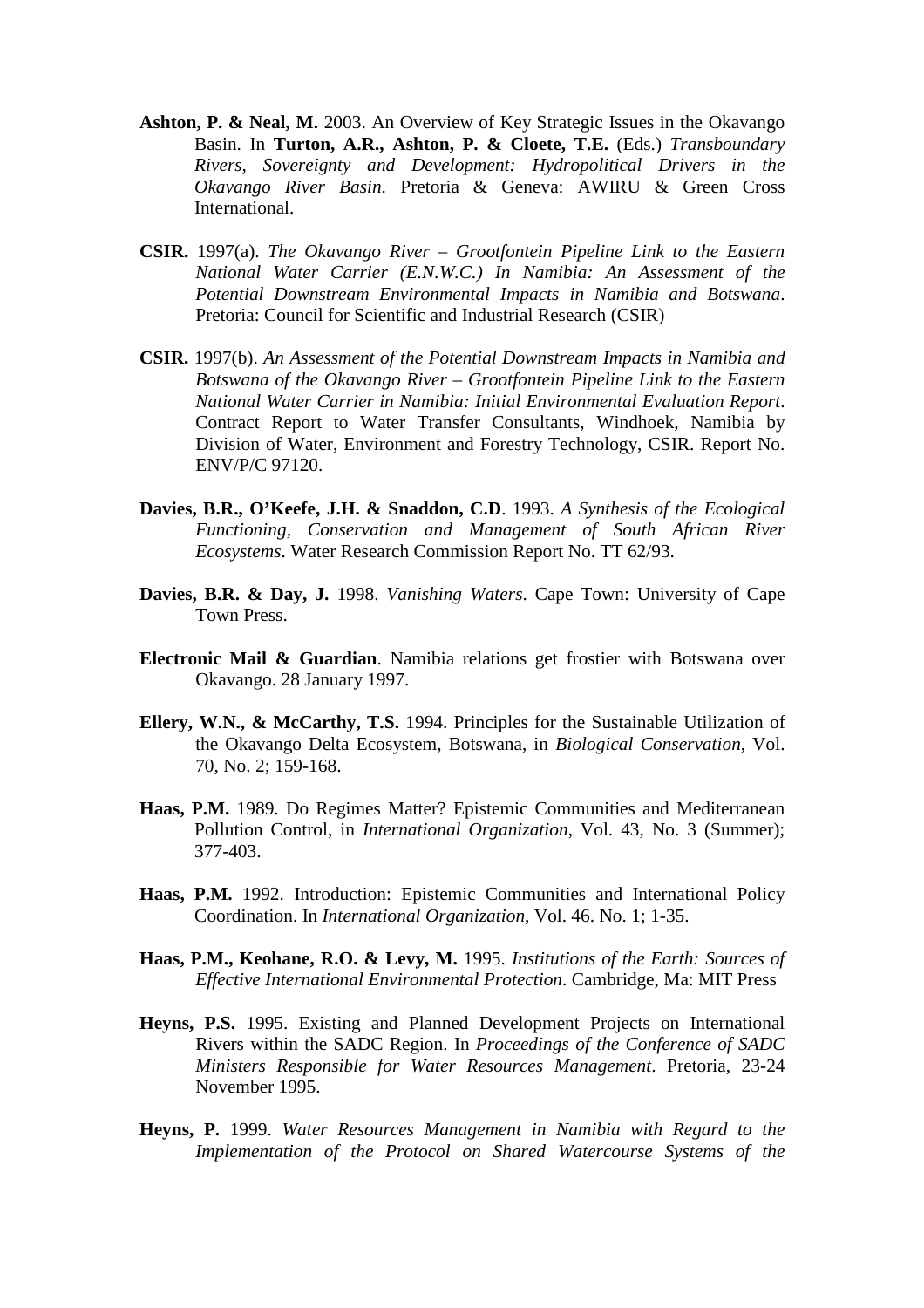**Ashton, P. & Neal, M.** 2003. An Overview of Key Strategic Issues in the Okavango Basin. In **Turton, A.R., Ashton, P. & Cloete, T.E.** (Eds.) *Transboundary Rivers, Sovereignty and Development: Hydropolitical Drivers in the Okavango River Basin*. Pretoria & Geneva: AWIRU & Green Cross International.

**CSIR.** 1997(a). *The Okavango River – Grootfontein Pipeline Link to the Eastern National Water Carrier (E.N.W.C.) In Namibia: An Assessment of the Potential Downstream Environmental Impacts in Namibia and Botswana*. Pretoria: Council for Scientific and Industrial Research (CSIR)

**CSIR.** 1997(b). *An Assessment of the Potential Downstream Impacts in Namibia and Botswana of the Okavango River – Grootfontein Pipeline Link to the Eastern National Water Carrier in Namibia: Initial Environmental Evaluation Report*. Contract Report to Water Transfer Consultants, Windhoek, Namibia by Division of Water, Environment and Forestry Technology, CSIR. Report No. ENV/P/C 97120.

**Davies, B.R., O'Keefe, J.H. & Snaddon, C.D**. 1993. *A Synthesis of the Ecological Functioning, Conservation and Management of South African River Ecosystems*. Water Research Commission Report No. TT 62/93.

**Davies, B.R. & Day, J.** 1998. *Vanishing Waters*. Cape Town: University of Cape Town Press.

**Electronic Mail & Guardian**. Namibia relations get frostier with Botswana over Okavango. 28 January 1997.

**Ellery, W.N., & McCarthy, T.S.** 1994. Principles for the Sustainable Utilization of the Okavango Delta Ecosystem, Botswana, in *Biological Conservation*, Vol. 70, No. 2; 159-168.

**Haas, P.M.** 1989. Do Regimes Matter? Epistemic Communities and Mediterranean Pollution Control, in *International Organization*, Vol. 43, No. 3 (Summer); 377-403.

**Haas, P.M.** 1992. Introduction: Epistemic Communities and International Policy Coordination. In *International Organization*, Vol. 46. No. 1; 1-35.

**Haas, P.M., Keohane, R.O. & Levy, M.** 1995. *Institutions of the Earth: Sources of Effective International Environmental Protection*. Cambridge, Ma: MIT Press

**Heyns, P.S.** 1995. Existing and Planned Development Projects on International Rivers within the SADC Region. In *Proceedings of the Conference of SADC Ministers Responsible for Water Resources Management*. Pretoria, 23-24 November 1995.

**Heyns, P.** 1999. *Water Resources Management in Namibia with Regard to the Implementation of the Protocol on Shared Watercourse Systems of the*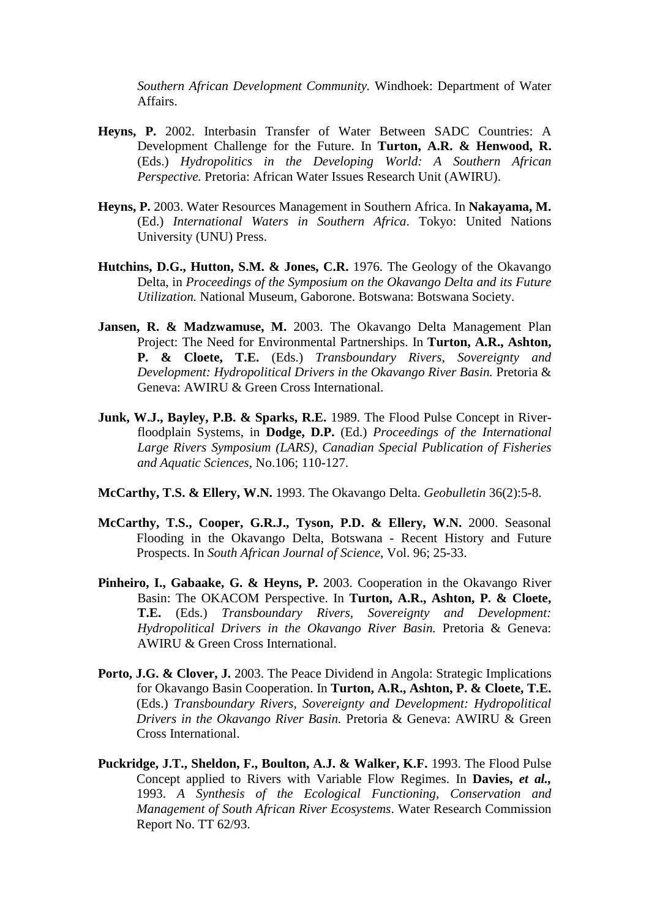*Southern African Development Community.* Windhoek: Department of Water Affairs.

**Heyns, P.** 2002. Interbasin Transfer of Water Between SADC Countries: A Development Challenge for the Future. In **Turton, A.R. & Henwood, R.** (Eds.) *Hydropolitics in the Developing World: A Southern African Perspective.* Pretoria: African Water Issues Research Unit (AWIRU).

**Heyns, P.** 2003. Water Resources Management in Southern Africa. In **Nakayama, M.** (Ed.) *International Waters in Southern Africa*. Tokyo: United Nations University (UNU) Press.

**Hutchins, D.G., Hutton, S.M. & Jones, C.R.** 1976. The Geology of the Okavango Delta, in *Proceedings of the Symposium on the Okavango Delta and its Future Utilization.* National Museum, Gaborone. Botswana: Botswana Society.

**Jansen, R. & Madzwamuse, M.** 2003. The Okavango Delta Management Plan Project: The Need for Environmental Partnerships. In **Turton, A.R., Ashton, P. & Cloete, T.E.** (Eds.) *Transboundary Rivers, Sovereignty and Development: Hydropolitical Drivers in the Okavango River Basin.* Pretoria & Geneva: AWIRU & Green Cross International.

**Junk, W.J., Bayley, P.B. & Sparks, R.E.** 1989. The Flood Pulse Concept in River-floodplain Systems, in **Dodge, D.P.** (Ed.) *Proceedings of the International Large Rivers Symposium (LARS), Canadian Special Publication of Fisheries and Aquatic Sciences*, No.106; 110-127.

**McCarthy, T.S. & Ellery, W.N.** 1993. The Okavango Delta. *Geobulletin* 36(2):5-8.

**McCarthy, T.S., Cooper, G.R.J., Tyson, P.D. & Ellery, W.N.** 2000. Seasonal Flooding in the Okavango Delta, Botswana - Recent History and Future Prospects. In *South African Journal of Science*, Vol. 96; 25-33.

**Pinheiro, I., Gabaake, G. & Heyns, P.** 2003. Cooperation in the Okavango River Basin: The OKACOM Perspective. In **Turton, A.R., Ashton, P. & Cloete, T.E.** (Eds.) *Transboundary Rivers, Sovereignty and Development: Hydropolitical Drivers in the Okavango River Basin.* Pretoria & Geneva: AWIRU & Green Cross International.

**Porto, J.G. & Clover, J.** 2003. The Peace Dividend in Angola: Strategic Implications for Okavango Basin Cooperation. In **Turton, A.R., Ashton, P. & Cloete, T.E.** (Eds.) *Transboundary Rivers, Sovereignty and Development: Hydropolitical Drivers in the Okavango River Basin.* Pretoria & Geneva: AWIRU & Green Cross International.

**Puckridge, J.T., Sheldon, F., Boulton, A.J. & Walker, K.F.** 1993. The Flood Pulse Concept applied to Rivers with Variable Flow Regimes. In **Davies, *et al.*,** 1993. *A Synthesis of the Ecological Functioning, Conservation and Management of South African River Ecosystems*. Water Research Commission Report No. TT 62/93.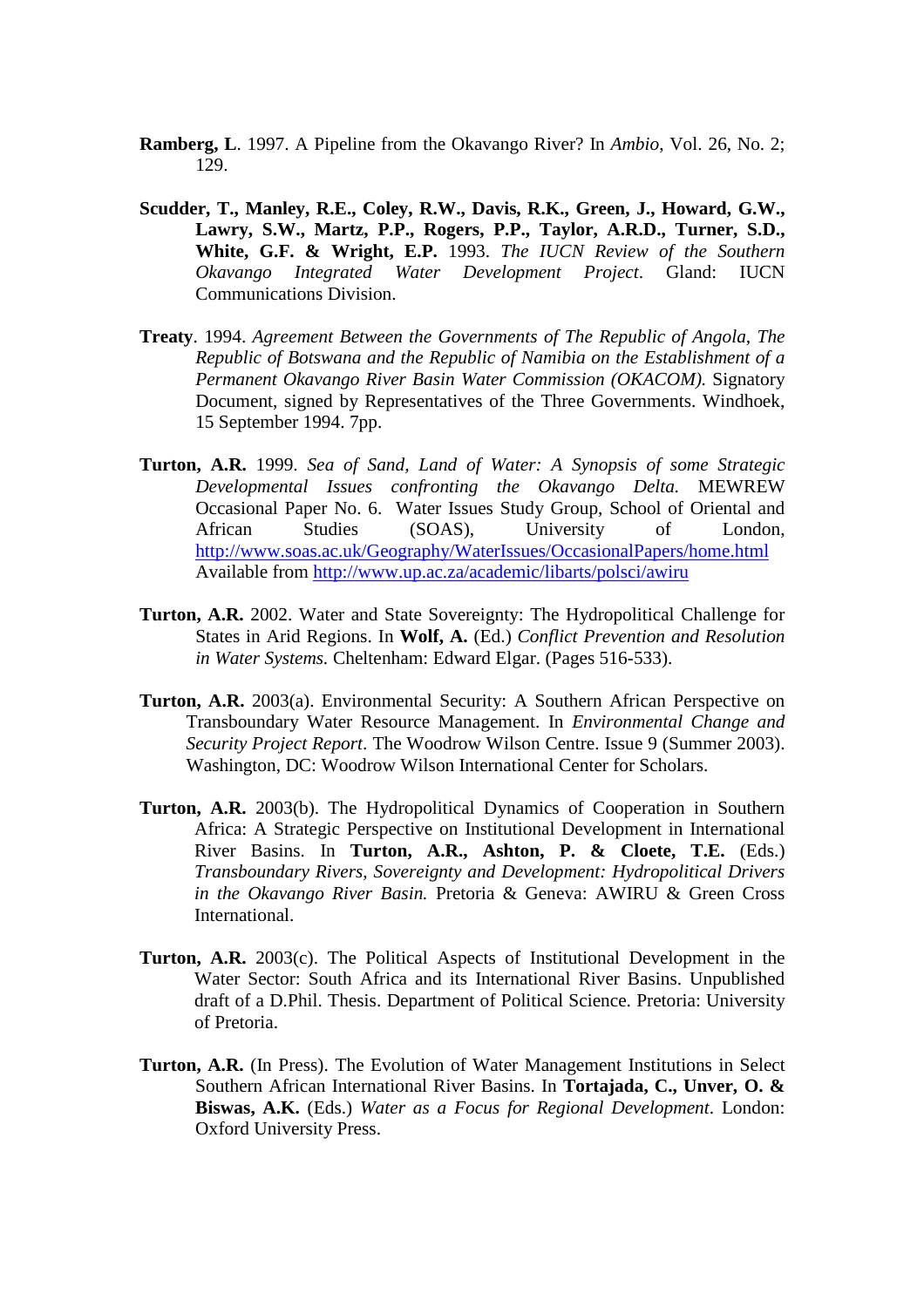**Ramberg, L**. 1997. A Pipeline from the Okavango River? In *Ambio*, Vol. 26, No. 2; 129.

**Scudder, T., Manley, R.E., Coley, R.W., Davis, R.K., Green, J., Howard, G.W., Lawry, S.W., Martz, P.P., Rogers, P.P., Taylor, A.R.D., Turner, S.D., White, G.F. & Wright, E.P.** 1993. *The IUCN Review of the Southern Okavango Integrated Water Development Project*. Gland: IUCN Communications Division.

**Treaty**. 1994. *Agreement Between the Governments of The Republic of Angola, The Republic of Botswana and the Republic of Namibia on the Establishment of a Permanent Okavango River Basin Water Commission (OKACOM).* Signatory Document, signed by Representatives of the Three Governments. Windhoek, 15 September 1994. 7pp.

**Turton, A.R.** 1999. *Sea of Sand, Land of Water: A Synopsis of some Strategic Developmental Issues confronting the Okavango Delta.* MEWREW Occasional Paper No. 6. Water Issues Study Group, School of Oriental and African Studies (SOAS), University of London, http://www.soas.ac.uk/Geography/WaterIssues/OccasionalPapers/home.html Available from http://www.up.ac.za/academic/libarts/polsci/awiru

**Turton, A.R.** 2002. Water and State Sovereignty: The Hydropolitical Challenge for States in Arid Regions. In **Wolf, A.** (Ed.) *Conflict Prevention and Resolution in Water Systems*. Cheltenham: Edward Elgar. (Pages 516-533).

**Turton, A.R.** 2003(a). Environmental Security: A Southern African Perspective on Transboundary Water Resource Management. In *Environmental Change and Security Project Report*. The Woodrow Wilson Centre. Issue 9 (Summer 2003). Washington, DC: Woodrow Wilson International Center for Scholars.

**Turton, A.R.** 2003(b). The Hydropolitical Dynamics of Cooperation in Southern Africa: A Strategic Perspective on Institutional Development in International River Basins. In **Turton, A.R., Ashton, P. & Cloete, T.E.** (Eds.) *Transboundary Rivers, Sovereignty and Development: Hydropolitical Drivers in the Okavango River Basin.* Pretoria & Geneva: AWIRU & Green Cross International.

**Turton, A.R.** 2003(c). The Political Aspects of Institutional Development in the Water Sector: South Africa and its International River Basins. Unpublished draft of a D.Phil. Thesis. Department of Political Science. Pretoria: University of Pretoria.

**Turton, A.R.** (In Press). The Evolution of Water Management Institutions in Select Southern African International River Basins. In **Tortajada, C., Unver, O. & Biswas, A.K.** (Eds.) *Water as a Focus for Regional Development*. London: Oxford University Press.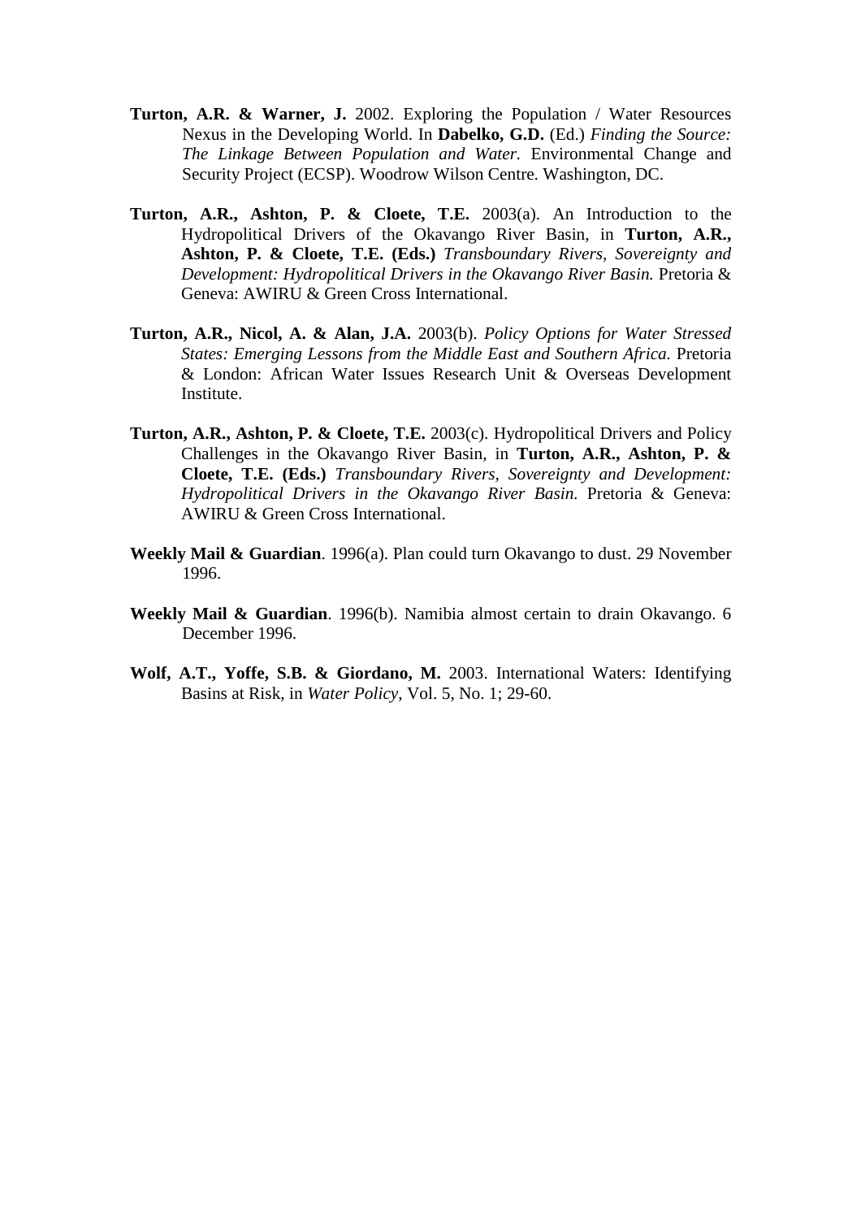**Turton, A.R. & Warner, J.** 2002. Exploring the Population / Water Resources Nexus in the Developing World. In **Dabelko, G.D.** (Ed.) *Finding the Source: The Linkage Between Population and Water.* Environmental Change and Security Project (ECSP). Woodrow Wilson Centre. Washington, DC.

**Turton, A.R., Ashton, P. & Cloete, T.E.** 2003(a). An Introduction to the Hydropolitical Drivers of the Okavango River Basin, in **Turton, A.R., Ashton, P. & Cloete, T.E. (Eds.)** *Transboundary Rivers, Sovereignty and Development: Hydropolitical Drivers in the Okavango River Basin.* Pretoria & Geneva: AWIRU & Green Cross International.

**Turton, A.R., Nicol, A. & Alan, J.A.** 2003(b). *Policy Options for Water Stressed States: Emerging Lessons from the Middle East and Southern Africa.* Pretoria & London: African Water Issues Research Unit & Overseas Development Institute.

**Turton, A.R., Ashton, P. & Cloete, T.E.** 2003(c). Hydropolitical Drivers and Policy Challenges in the Okavango River Basin, in **Turton, A.R., Ashton, P. & Cloete, T.E. (Eds.)** *Transboundary Rivers, Sovereignty and Development: Hydropolitical Drivers in the Okavango River Basin.* Pretoria & Geneva: AWIRU & Green Cross International.

**Weekly Mail & Guardian**. 1996(a). Plan could turn Okavango to dust. 29 November 1996.

**Weekly Mail & Guardian**. 1996(b). Namibia almost certain to drain Okavango. 6 December 1996.

**Wolf, A.T., Yoffe, S.B. & Giordano, M.** 2003. International Waters: Identifying Basins at Risk, in *Water Policy*, Vol. 5, No. 1; 29-60.